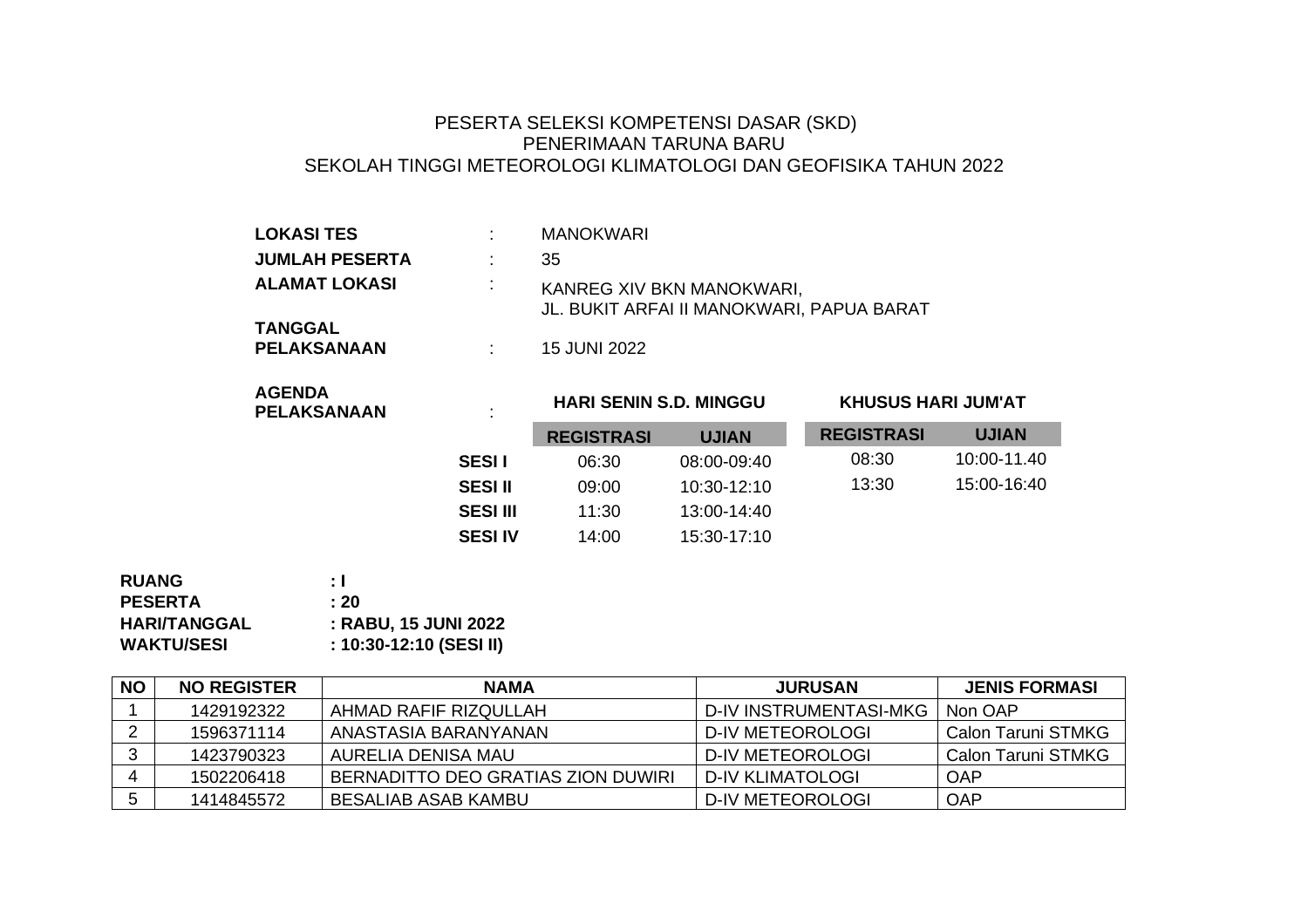# PESERTA SELEKSI KOMPETENSI DASAR (SKD)
# PENERIMAAN TARUNA BARU
# SEKOLAH TINGGI METEOROLOGI KLIMATOLOGI DAN GEOFISIKA TAHUN 2022

**LOKASI TES** : MANOKWARI

**JUMLAH PESERTA** : 35

**ALAMAT LOKASI** : KANREG XIV BKN MANOKWARI, JL. BUKIT ARFAI II MANOKWARI, PAPUA BARAT

**TANGGAL PELAKSANAAN** : 15 JUNI 2022

**AGENDA PELAKSANAAN** :

| | HARI SENIN S.D. MINGGU | | KHUSUS HARI JUM'AT | |
|---|---|---|---|---|
| | **REGISTRASI** | **UJIAN** | **REGISTRASI** | **UJIAN** |
| **SESI I** | 06:30 | 08:00-09:40 | 08:30 | 10:00-11.40 |
| **SESI II** | 09:00 | 10:30-12:10 | 13:30 | 15:00-16:40 |
| **SESI III** | 11:30 | 13:00-14:40 | | |
| **SESI IV** | 14:00 | 15:30-17:10 | | |

**RUANG** : I
**PESERTA** : 20
**HARI/TANGGAL** : RABU, 15 JUNI 2022
**WAKTU/SESI** : 10:30-12:10 (SESI II)

| NO | NO REGISTER | NAMA | JURUSAN | JENIS FORMASI |
|---|---|---|---|---|
| 1 | 1429192322 | AHMAD RAFIF RIZQULLAH | D-IV INSTRUMENTASI-MKG | Non OAP |
| 2 | 1596371114 | ANASTASIA BARANYANAN | D-IV METEOROLOGI | Calon Taruni STMKG |
| 3 | 1423790323 | AURELIA DENISA MAU | D-IV METEOROLOGI | Calon Taruni STMKG |
| 4 | 1502206418 | BERNADITTO DEO GRATIAS ZION DUWIRI | D-IV KLIMATOLOGI | OAP |
| 5 | 1414845572 | BESALIAB ASAB KAMBU | D-IV METEOROLOGI | OAP |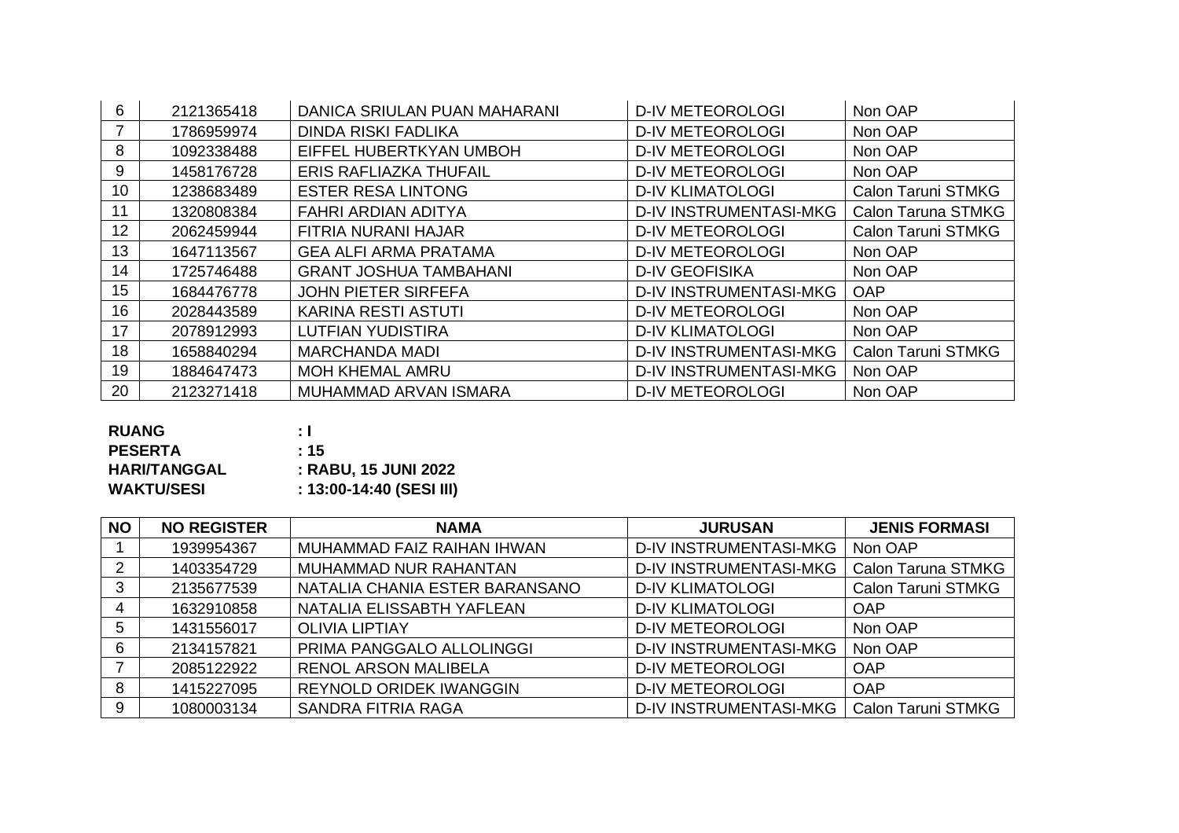| NO | NO REGISTER | NAMA | JURUSAN | JENIS FORMASI |
|---|---|---|---|---|
| 6 | 2121365418 | DANICA SRIULAN PUAN MAHARANI | D-IV METEOROLOGI | Non OAP |
| 7 | 1786959974 | DINDA RISKI FADLIKA | D-IV METEOROLOGI | Non OAP |
| 8 | 1092338488 | EIFFEL HUBERTKYAN UMBOH | D-IV METEOROLOGI | Non OAP |
| 9 | 1458176728 | ERIS RAFLIAZKA THUFAIL | D-IV METEOROLOGI | Non OAP |
| 10 | 1238683489 | ESTER RESA LINTONG | D-IV KLIMATOLOGI | Calon Taruni STMKG |
| 11 | 1320808384 | FAHRI ARDIAN ADITYA | D-IV INSTRUMENTASI-MKG | Calon Taruna STMKG |
| 12 | 2062459944 | FITRIA NURANI HAJAR | D-IV METEOROLOGI | Calon Taruni STMKG |
| 13 | 1647113567 | GEA ALFI ARMA PRATAMA | D-IV METEOROLOGI | Non OAP |
| 14 | 1725746488 | GRANT JOSHUA TAMBAHANI | D-IV GEOFISIKA | Non OAP |
| 15 | 1684476778 | JOHN PIETER SIRFEFA | D-IV INSTRUMENTASI-MKG | OAP |
| 16 | 2028443589 | KARINA RESTI ASTUTI | D-IV METEOROLOGI | Non OAP |
| 17 | 2078912993 | LUTFIAN YUDISTIRA | D-IV KLIMATOLOGI | Non OAP |
| 18 | 1658840294 | MARCHANDA MADI | D-IV INSTRUMENTASI-MKG | Calon Taruni STMKG |
| 19 | 1884647473 | MOH KHEMAL AMRU | D-IV INSTRUMENTASI-MKG | Non OAP |
| 20 | 2123271418 | MUHAMMAD ARVAN ISMARA | D-IV METEOROLOGI | Non OAP |

**RUANG** : **I**
**PESERTA** : **15**
**HARI/TANGGAL** : **RABU, 15 JUNI 2022**
**WAKTU/SESI** : **13:00-14:40 (SESI III)**

| NO | NO REGISTER | NAMA | JURUSAN | JENIS FORMASI |
|---|---|---|---|---|
| 1 | 1939954367 | MUHAMMAD FAIZ RAIHAN IHWAN | D-IV INSTRUMENTASI-MKG | Non OAP |
| 2 | 1403354729 | MUHAMMAD NUR RAHANTAN | D-IV INSTRUMENTASI-MKG | Calon Taruna STMKG |
| 3 | 2135677539 | NATALIA CHANIA ESTER BARANSANO | D-IV KLIMATOLOGI | Calon Taruni STMKG |
| 4 | 1632910858 | NATALIA ELISSABTH YAFLEAN | D-IV KLIMATOLOGI | OAP |
| 5 | 1431556017 | OLIVIA LIPTIAY | D-IV METEOROLOGI | Non OAP |
| 6 | 2134157821 | PRIMA PANGGALO ALLOLINGGI | D-IV INSTRUMENTASI-MKG | Non OAP |
| 7 | 2085122922 | RENOL ARSON MALIBELA | D-IV METEOROLOGI | OAP |
| 8 | 1415227095 | REYNOLD ORIDEK IWANGGIN | D-IV METEOROLOGI | OAP |
| 9 | 1080003134 | SANDRA FITRIA RAGA | D-IV INSTRUMENTASI-MKG | Calon Taruni STMKG |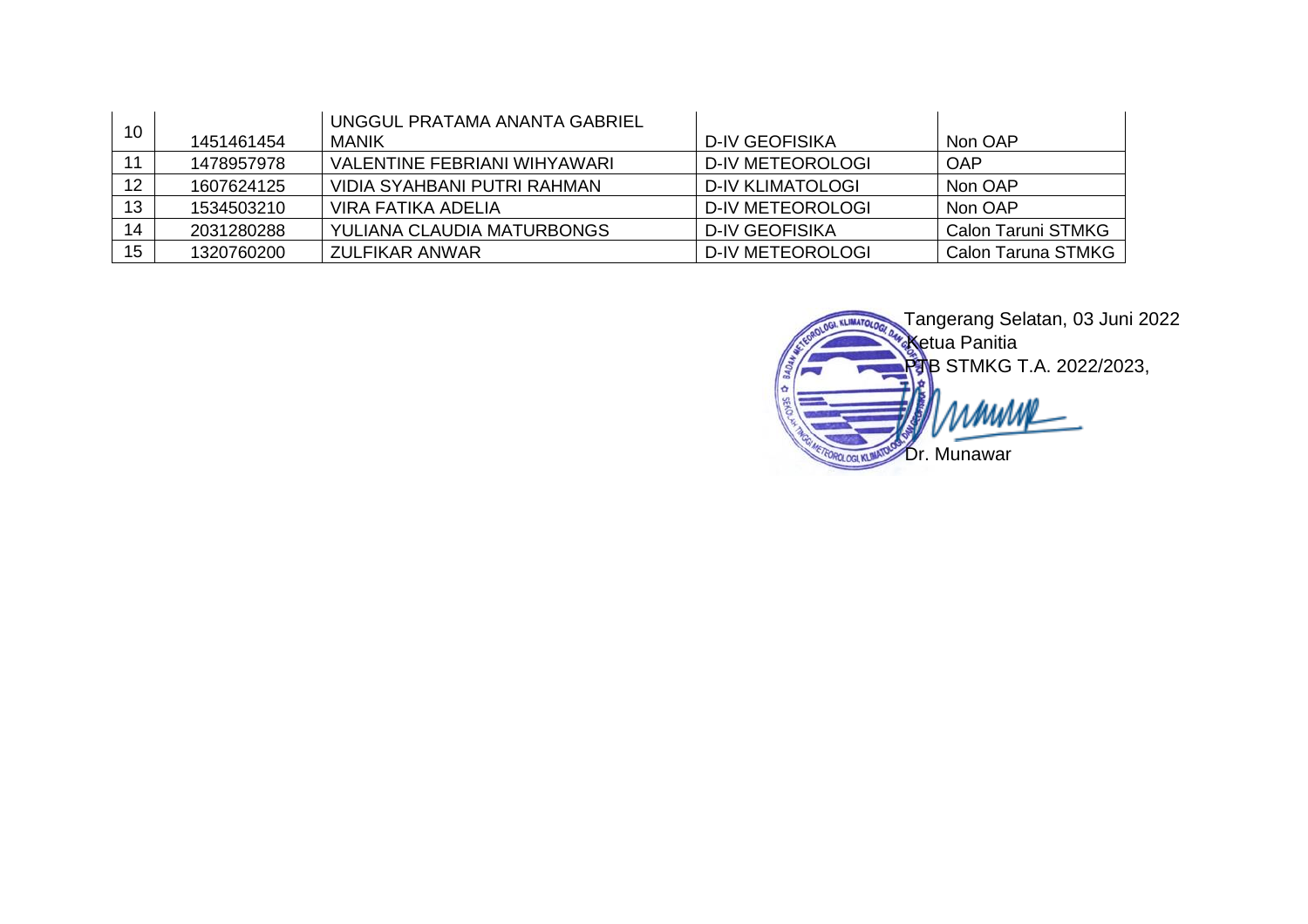| | | | | |
|---|---|---|---|---|
| 10 | 1451461454 | UNGGUL PRATAMA ANANTA GABRIEL MANIK | D-IV GEOFISIKA | Non OAP |
| 11 | 1478957978 | VALENTINE FEBRIANI WIHYAWARI | D-IV METEOROLOGI | OAP |
| 12 | 1607624125 | VIDIA SYAHBANI PUTRI RAHMAN | D-IV KLIMATOLOGI | Non OAP |
| 13 | 1534503210 | VIRA FATIKA ADELIA | D-IV METEOROLOGI | Non OAP |
| 14 | 2031280288 | YULIANA CLAUDIA MATURBONGS | D-IV GEOFISIKA | Calon Taruni STMKG |
| 15 | 1320760200 | ZULFIKAR ANWAR | D-IV METEOROLOGI | Calon Taruna STMKG |

Tangerang Selatan, 03 Juni 2022
Ketua Panitia
PTB STMKG T.A. 2022/2023,

Dr. Munawar